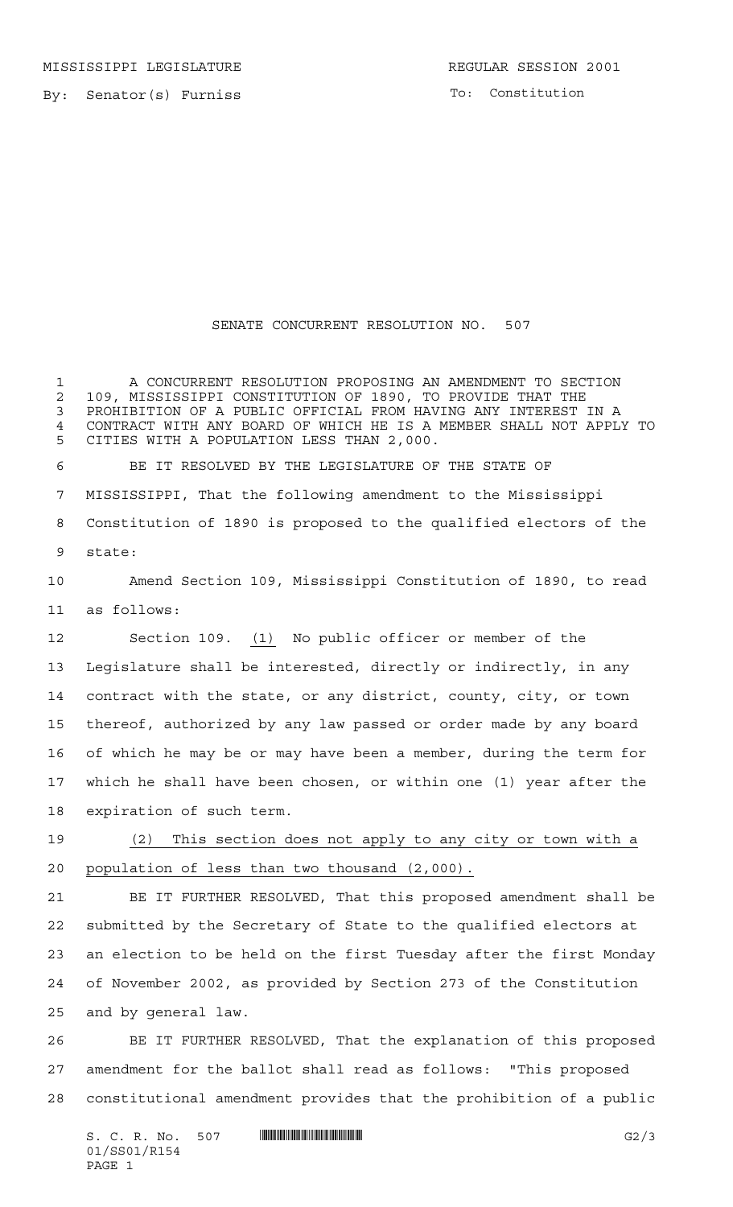MISSISSIPPI LEGISLATURE REGULAR SESSION 2001

By: Senator(s) Furniss

To: Constitution

# SENATE CONCURRENT RESOLUTION NO. 507

A CONCURRENT RESOLUTION PROPOSING AN AMENDMENT TO SECTION 109, MISSISSIPPI CONSTITUTION OF 1890, TO PROVIDE THAT THE PROHIBITION OF A PUBLIC OFFICIAL FROM HAVING ANY INTEREST IN A CONTRACT WITH ANY BOARD OF WHICH HE IS A MEMBER SHALL NOT APPLY TO CITIES WITH A POPULATION LESS THAN 2,000.

BE IT RESOLVED BY THE LEGISLATURE OF THE STATE OF MISSISSIPPI, That the following amendment to the Mississippi Constitution of 1890 is proposed to the qualified electors of the state:

Amend Section 109, Mississippi Constitution of 1890, to read as follows:

Section 109. (1) No public officer or member of the Legislature shall be interested, directly or indirectly, in any contract with the state, or any district, county, city, or town thereof, authorized by any law passed or order made by any board of which he may be or may have been a member, during the term for which he shall have been chosen, or within one (1) year after the expiration of such term.

(2) This section does not apply to any city or town with a population of less than two thousand (2,000).

BE IT FURTHER RESOLVED, That this proposed amendment shall be submitted by the Secretary of State to the qualified electors at an election to be held on the first Tuesday after the first Monday of November 2002, as provided by Section 273 of the Constitution and by general law.

BE IT FURTHER RESOLVED, That the explanation of this proposed amendment for the ballot shall read as follows: "This proposed constitutional amendment provides that the prohibition of a public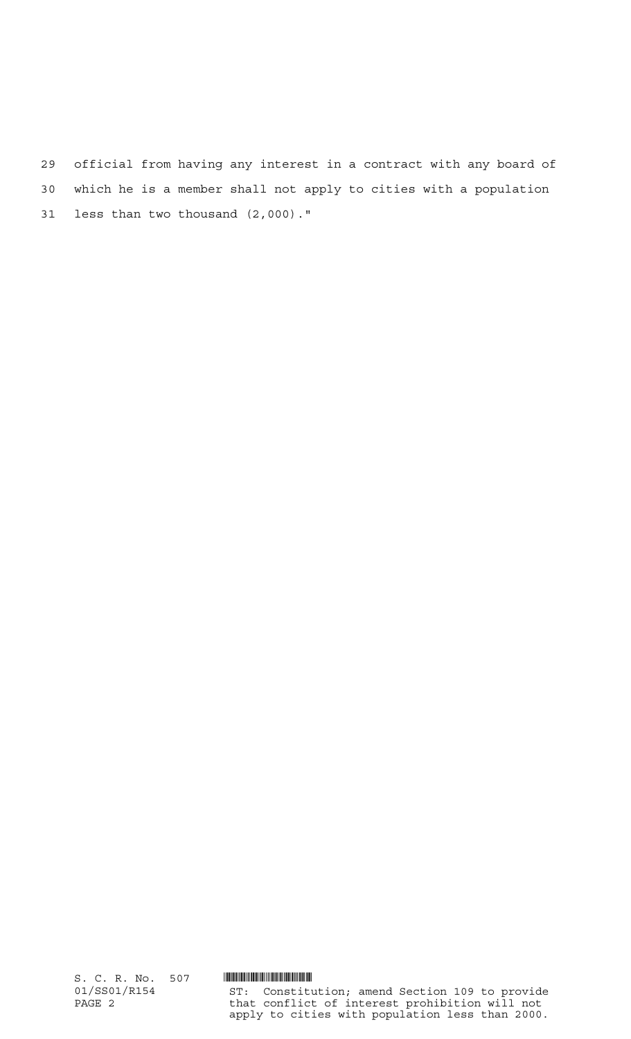29 official from having any interest in a contract with any board of
30 which he is a member shall not apply to cities with a population
31 less than two thousand (2,000)."

S. C. R. No. 507
01/SS01/R154
PAGE 2

ST: Constitution; amend Section 109 to provide that conflict of interest prohibition will not apply to cities with population less than 2000.